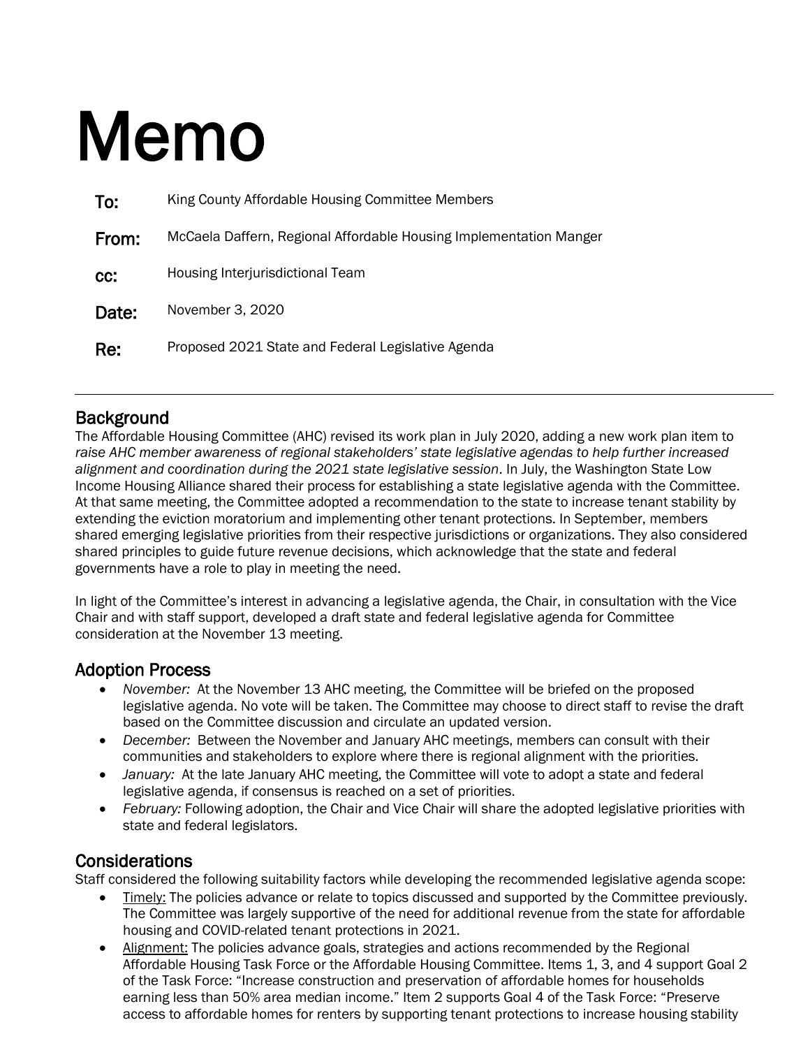# Memo

**To:** King County Affordable Housing Committee Members

**From:** McCaela Daffern, Regional Affordable Housing Implementation Manger

**cc:** Housing Interjurisdictional Team

**Date:** November 3, 2020

**Re:** Proposed 2021 State and Federal Legislative Agenda

---

## Background

The Affordable Housing Committee (AHC) revised its work plan in July 2020, adding a new work plan item to *raise AHC member awareness of regional stakeholders' state legislative agendas to help further increased alignment and coordination during the 2021 state legislative session*. In July, the Washington State Low Income Housing Alliance shared their process for establishing a state legislative agenda with the Committee. At that same meeting, the Committee adopted a recommendation to the state to increase tenant stability by extending the eviction moratorium and implementing other tenant protections. In September, members shared emerging legislative priorities from their respective jurisdictions or organizations. They also considered shared principles to guide future revenue decisions, which acknowledge that the state and federal governments have a role to play in meeting the need.

In light of the Committee's interest in advancing a legislative agenda, the Chair, in consultation with the Vice Chair and with staff support, developed a draft state and federal legislative agenda for Committee consideration at the November 13 meeting.

## Adoption Process

- *November:* At the November 13 AHC meeting, the Committee will be briefed on the proposed legislative agenda. No vote will be taken. The Committee may choose to direct staff to revise the draft based on the Committee discussion and circulate an updated version.
- *December:* Between the November and January AHC meetings, members can consult with their communities and stakeholders to explore where there is regional alignment with the priorities.
- *January:* At the late January AHC meeting, the Committee will vote to adopt a state and federal legislative agenda, if consensus is reached on a set of priorities.
- *February:* Following adoption, the Chair and Vice Chair will share the adopted legislative priorities with state and federal legislators.

## Considerations

Staff considered the following suitability factors while developing the recommended legislative agenda scope:

- <u>Timely:</u> The policies advance or relate to topics discussed and supported by the Committee previously. The Committee was largely supportive of the need for additional revenue from the state for affordable housing and COVID-related tenant protections in 2021.
- <u>Alignment:</u> The policies advance goals, strategies and actions recommended by the Regional Affordable Housing Task Force or the Affordable Housing Committee. Items 1, 3, and 4 support Goal 2 of the Task Force: "Increase construction and preservation of affordable homes for households earning less than 50% area median income." Item 2 supports Goal 4 of the Task Force: "Preserve access to affordable homes for renters by supporting tenant protections to increase housing stability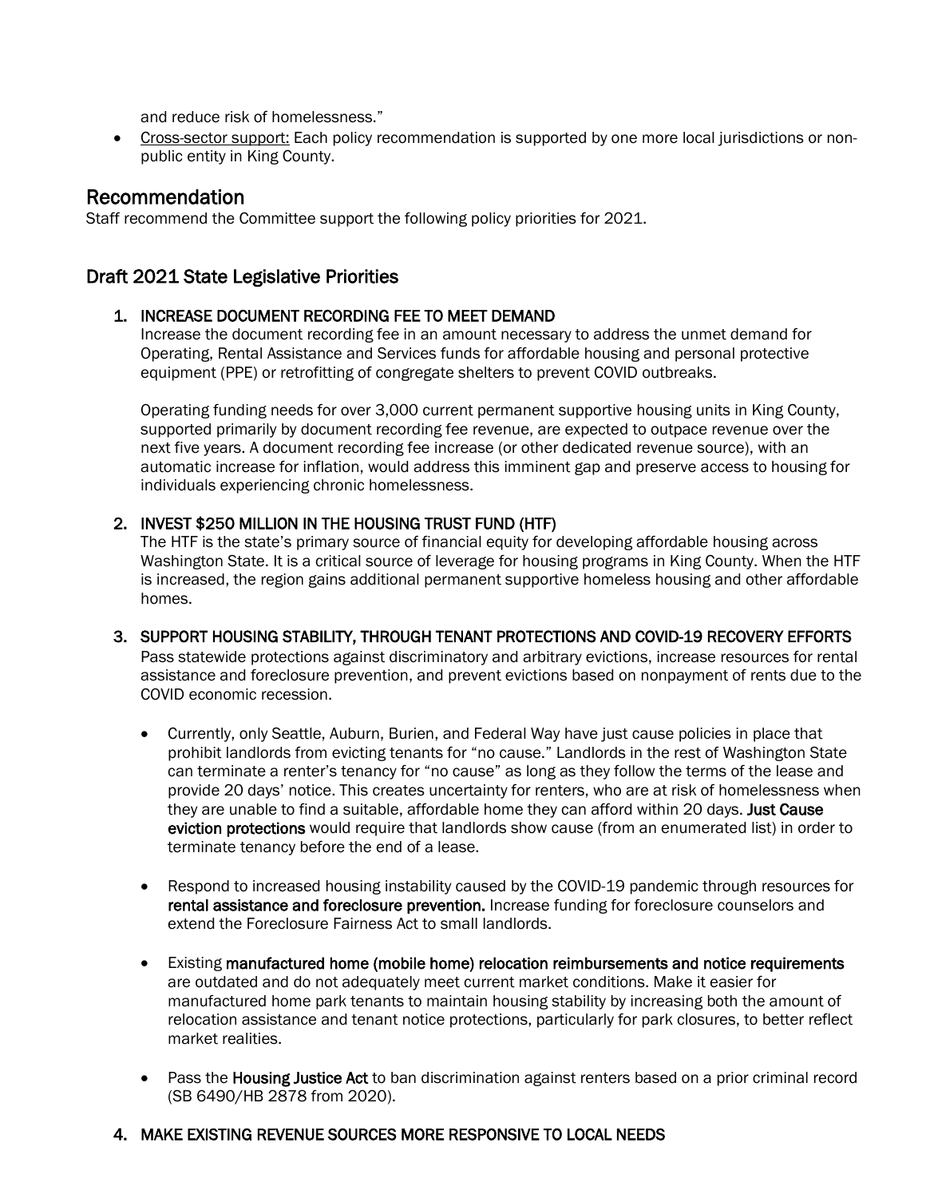and reduce risk of homelessness."

- Cross-sector support: Each policy recommendation is supported by one more local jurisdictions or non-public entity in King County.

## Recommendation

Staff recommend the Committee support the following policy priorities for 2021.

## Draft 2021 State Legislative Priorities

1. **INCREASE DOCUMENT RECORDING FEE TO MEET DEMAND**
   Increase the document recording fee in an amount necessary to address the unmet demand for Operating, Rental Assistance and Services funds for affordable housing and personal protective equipment (PPE) or retrofitting of congregate shelters to prevent COVID outbreaks.

   Operating funding needs for over 3,000 current permanent supportive housing units in King County, supported primarily by document recording fee revenue, are expected to outpace revenue over the next five years. A document recording fee increase (or other dedicated revenue source), with an automatic increase for inflation, would address this imminent gap and preserve access to housing for individuals experiencing chronic homelessness.

2. **INVEST $250 MILLION IN THE HOUSING TRUST FUND (HTF)**
   The HTF is the state's primary source of financial equity for developing affordable housing across Washington State. It is a critical source of leverage for housing programs in King County. When the HTF is increased, the region gains additional permanent supportive homeless housing and other affordable homes.

3. **SUPPORT HOUSING STABILITY, THROUGH TENANT PROTECTIONS AND COVID-19 RECOVERY EFFORTS**
   Pass statewide protections against discriminatory and arbitrary evictions, increase resources for rental assistance and foreclosure prevention, and prevent evictions based on nonpayment of rents due to the COVID economic recession.

   - Currently, only Seattle, Auburn, Burien, and Federal Way have just cause policies in place that prohibit landlords from evicting tenants for "no cause." Landlords in the rest of Washington State can terminate a renter's tenancy for "no cause" as long as they follow the terms of the lease and provide 20 days' notice. This creates uncertainty for renters, who are at risk of homelessness when they are unable to find a suitable, affordable home they can afford within 20 days. **Just Cause eviction protections** would require that landlords show cause (from an enumerated list) in order to terminate tenancy before the end of a lease.

   - Respond to increased housing instability caused by the COVID-19 pandemic through resources for **rental assistance and foreclosure prevention.** Increase funding for foreclosure counselors and extend the Foreclosure Fairness Act to small landlords.

   - Existing **manufactured home (mobile home) relocation reimbursements and notice requirements** are outdated and do not adequately meet current market conditions. Make it easier for manufactured home park tenants to maintain housing stability by increasing both the amount of relocation assistance and tenant notice protections, particularly for park closures, to better reflect market realities.

   - Pass the **Housing Justice Act** to ban discrimination against renters based on a prior criminal record (SB 6490/HB 2878 from 2020).

4. **MAKE EXISTING REVENUE SOURCES MORE RESPONSIVE TO LOCAL NEEDS**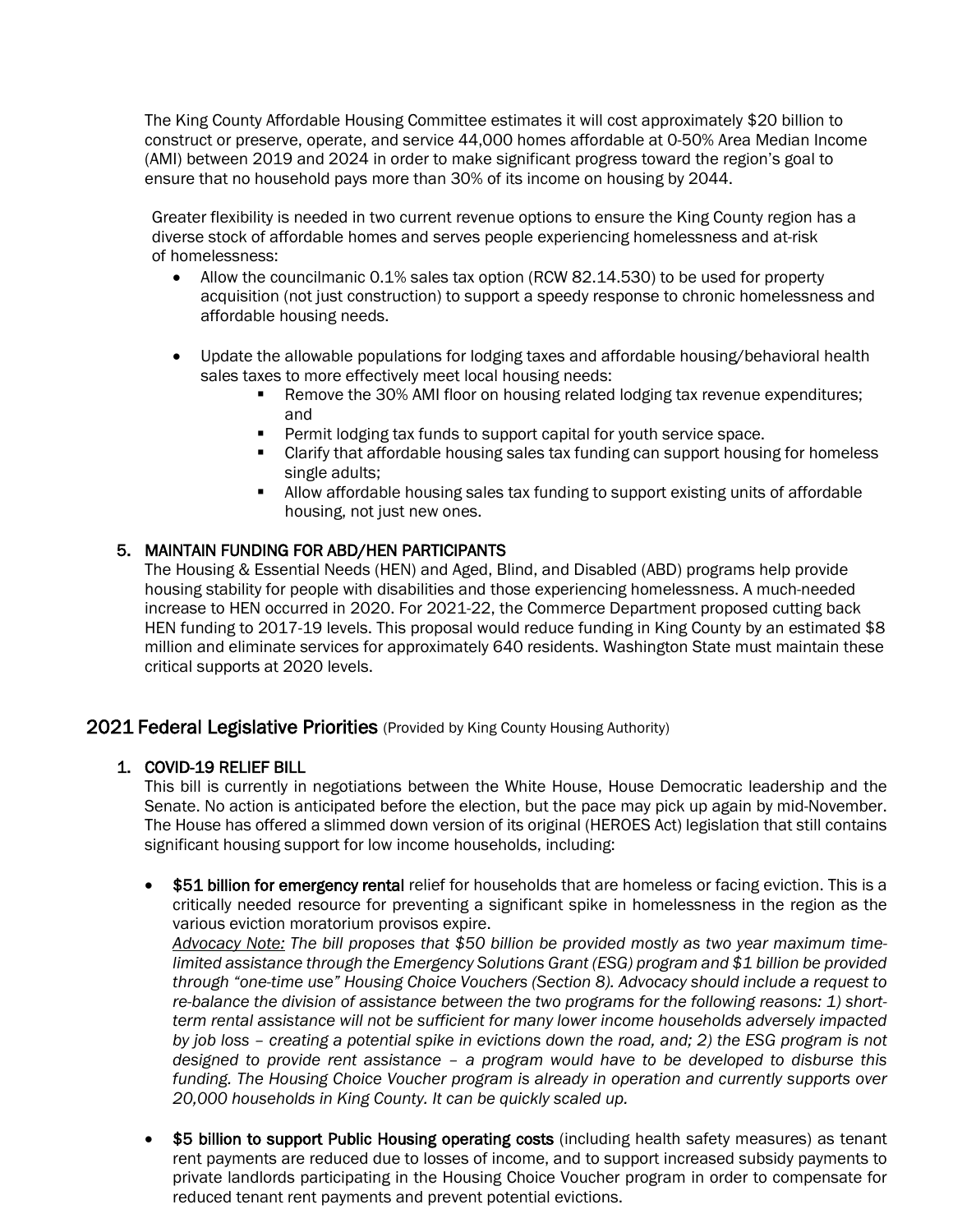The King County Affordable Housing Committee estimates it will cost approximately $20 billion to construct or preserve, operate, and service 44,000 homes affordable at 0-50% Area Median Income (AMI) between 2019 and 2024 in order to make significant progress toward the region's goal to ensure that no household pays more than 30% of its income on housing by 2044.

Greater flexibility is needed in two current revenue options to ensure the King County region has a diverse stock of affordable homes and serves people experiencing homelessness and at-risk of homelessness:

- Allow the councilmanic 0.1% sales tax option (RCW 82.14.530) to be used for property acquisition (not just construction) to support a speedy response to chronic homelessness and affordable housing needs.

- Update the allowable populations for lodging taxes and affordable housing/behavioral health sales taxes to more effectively meet local housing needs:
  - Remove the 30% AMI floor on housing related lodging tax revenue expenditures; and
  - Permit lodging tax funds to support capital for youth service space.
  - Clarify that affordable housing sales tax funding can support housing for homeless single adults;
  - Allow affordable housing sales tax funding to support existing units of affordable housing, not just new ones.

5. MAINTAIN FUNDING FOR ABD/HEN PARTICIPANTS

The Housing & Essential Needs (HEN) and Aged, Blind, and Disabled (ABD) programs help provide housing stability for people with disabilities and those experiencing homelessness. A much-needed increase to HEN occurred in 2020. For 2021-22, the Commerce Department proposed cutting back HEN funding to 2017-19 levels. This proposal would reduce funding in King County by an estimated $8 million and eliminate services for approximately 640 residents. Washington State must maintain these critical supports at 2020 levels.

## 2021 Federal Legislative Priorities (Provided by King County Housing Authority)

1. COVID-19 RELIEF BILL

This bill is currently in negotiations between the White House, House Democratic leadership and the Senate. No action is anticipated before the election, but the pace may pick up again by mid-November. The House has offered a slimmed down version of its original (HEROES Act) legislation that still contains significant housing support for low income households, including:

- **$51 billion for emergency rental** relief for households that are homeless or facing eviction. This is a critically needed resource for preventing a significant spike in homelessness in the region as the various eviction moratorium provisos expire.
  *Advocacy Note: The bill proposes that $50 billion be provided mostly as two year maximum time-limited assistance through the Emergency Solutions Grant (ESG) program and $1 billion be provided through "one-time use" Housing Choice Vouchers (Section 8). Advocacy should include a request to re-balance the division of assistance between the two programs for the following reasons: 1) short-term rental assistance will not be sufficient for many lower income households adversely impacted by job loss – creating a potential spike in evictions down the road, and; 2) the ESG program is not designed to provide rent assistance – a program would have to be developed to disburse this funding. The Housing Choice Voucher program is already in operation and currently supports over 20,000 households in King County. It can be quickly scaled up.*

- **$5 billion to support Public Housing operating costs** (including health safety measures) as tenant rent payments are reduced due to losses of income, and to support increased subsidy payments to private landlords participating in the Housing Choice Voucher program in order to compensate for reduced tenant rent payments and prevent potential evictions.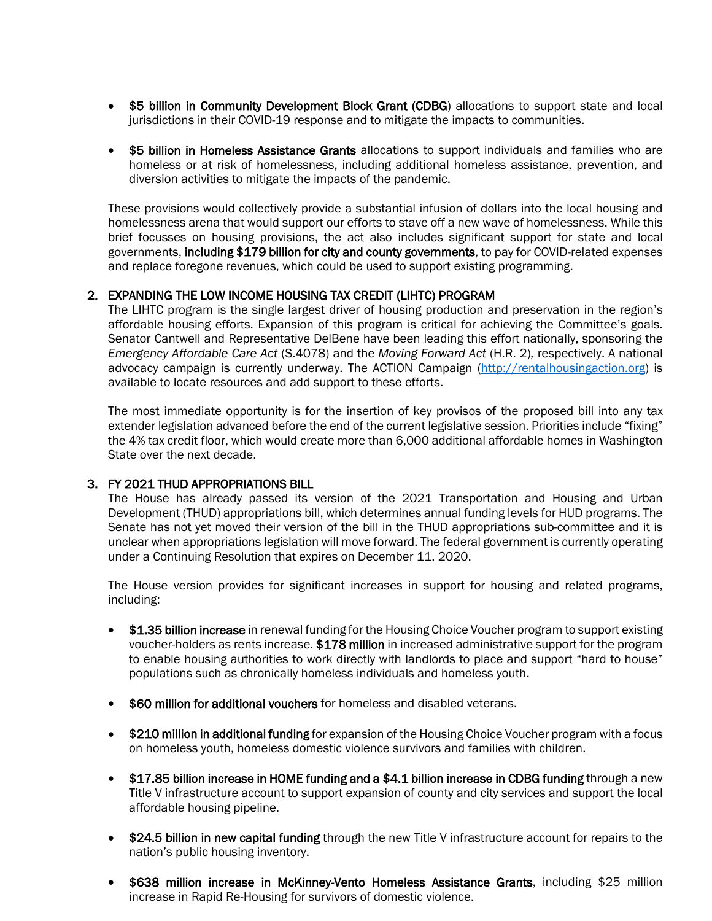- **$5 billion in Community Development Block Grant (CDBG**) allocations to support state and local jurisdictions in their COVID-19 response and to mitigate the impacts to communities.

- **$5 billion in Homeless Assistance Grants** allocations to support individuals and families who are homeless or at risk of homelessness, including additional homeless assistance, prevention, and diversion activities to mitigate the impacts of the pandemic.

These provisions would collectively provide a substantial infusion of dollars into the local housing and homelessness arena that would support our efforts to stave off a new wave of homelessness. While this brief focusses on housing provisions, the act also includes significant support for state and local governments, **including $179 billion for city and county governments**, to pay for COVID-related expenses and replace foregone revenues, which could be used to support existing programming.

## 2. EXPANDING THE LOW INCOME HOUSING TAX CREDIT (LIHTC) PROGRAM

The LIHTC program is the single largest driver of housing production and preservation in the region's affordable housing efforts. Expansion of this program is critical for achieving the Committee's goals. Senator Cantwell and Representative DelBene have been leading this effort nationally, sponsoring the *Emergency Affordable Care Act* (S.4078) and the *Moving Forward Act* (H.R. 2), respectively. A national advocacy campaign is currently underway. The ACTION Campaign (http://rentalhousingaction.org) is available to locate resources and add support to these efforts.

The most immediate opportunity is for the insertion of key provisos of the proposed bill into any tax extender legislation advanced before the end of the current legislative session. Priorities include "fixing" the 4% tax credit floor, which would create more than 6,000 additional affordable homes in Washington State over the next decade.

## 3. FY 2021 THUD APPROPRIATIONS BILL

The House has already passed its version of the 2021 Transportation and Housing and Urban Development (THUD) appropriations bill, which determines annual funding levels for HUD programs. The Senate has not yet moved their version of the bill in the THUD appropriations sub-committee and it is unclear when appropriations legislation will move forward. The federal government is currently operating under a Continuing Resolution that expires on December 11, 2020.

The House version provides for significant increases in support for housing and related programs, including:

- **$1.35 billion increase** in renewal funding for the Housing Choice Voucher program to support existing voucher-holders as rents increase. **$178 million** in increased administrative support for the program to enable housing authorities to work directly with landlords to place and support "hard to house" populations such as chronically homeless individuals and homeless youth.

- **$60 million for additional vouchers** for homeless and disabled veterans.

- **$210 million in additional funding** for expansion of the Housing Choice Voucher program with a focus on homeless youth, homeless domestic violence survivors and families with children.

- **$17.85 billion increase in HOME funding and a $4.1 billion increase in CDBG funding** through a new Title V infrastructure account to support expansion of county and city services and support the local affordable housing pipeline.

- **$24.5 billion in new capital funding** through the new Title V infrastructure account for repairs to the nation's public housing inventory.

- **$638 million increase in McKinney-Vento Homeless Assistance Grants**, including $25 million increase in Rapid Re-Housing for survivors of domestic violence.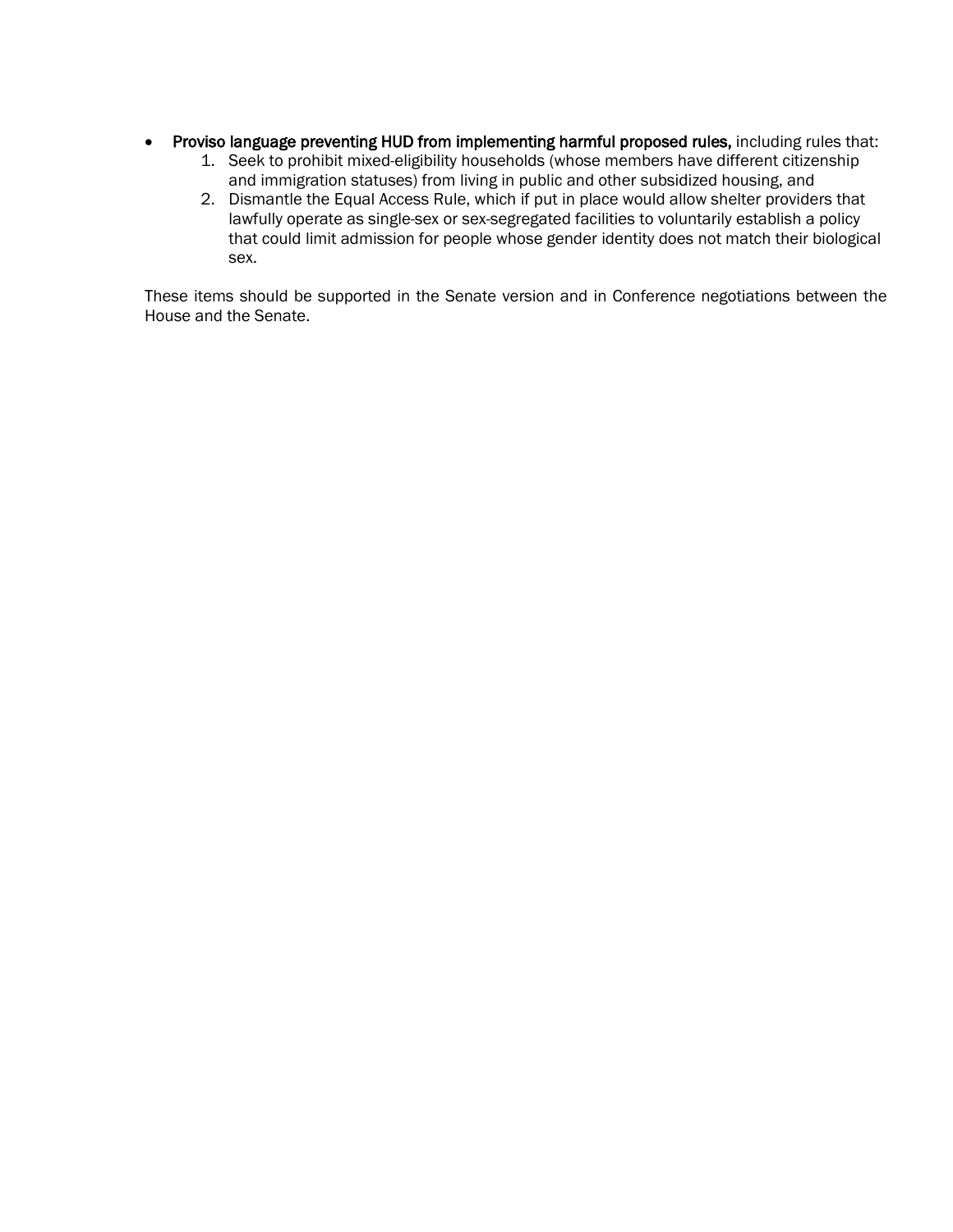- **Proviso language preventing HUD from implementing harmful proposed rules,** including rules that:
    1. Seek to prohibit mixed-eligibility households (whose members have different citizenship and immigration statuses) from living in public and other subsidized housing, and
    2. Dismantle the Equal Access Rule, which if put in place would allow shelter providers that lawfully operate as single-sex or sex-segregated facilities to voluntarily establish a policy that could limit admission for people whose gender identity does not match their biological sex.

These items should be supported in the Senate version and in Conference negotiations between the House and the Senate.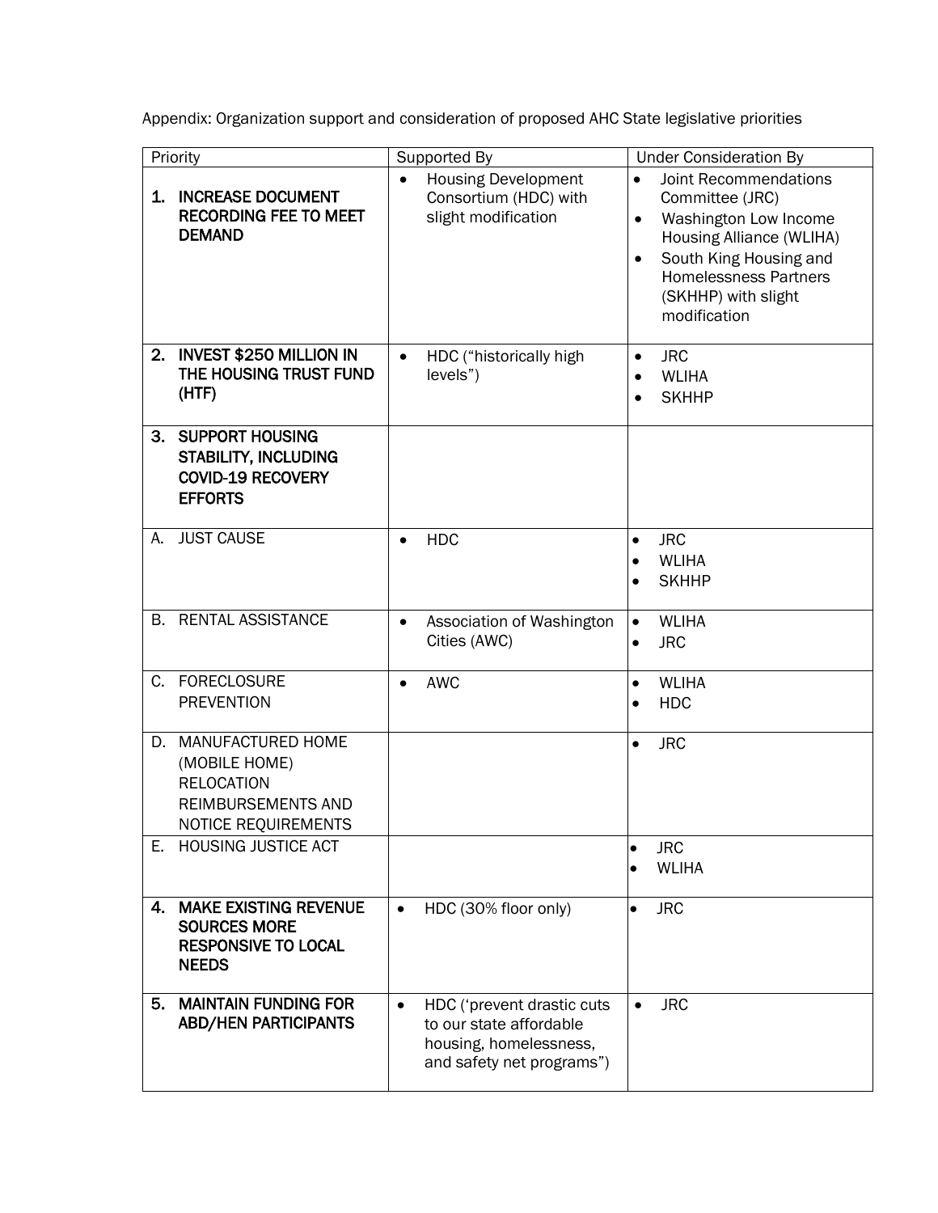Appendix: Organization support and consideration of proposed AHC State legislative priorities

| Priority | Supported By | Under Consideration By |
| --- | --- | --- |
| **1. INCREASE DOCUMENT RECORDING FEE TO MEET DEMAND** | • Housing Development Consortium (HDC) with slight modification | • Joint Recommendations Committee (JRC)<br>• Washington Low Income Housing Alliance (WLIHA)<br>• South King Housing and Homelessness Partners (SKHHP) with slight modification |
| **2. INVEST $250 MILLION IN THE HOUSING TRUST FUND (HTF)** | • HDC ("historically high levels") | • JRC<br>• WLIHA<br>• SKHHP |
| **3. SUPPORT HOUSING STABILITY, INCLUDING COVID-19 RECOVERY EFFORTS** | | |
| A. JUST CAUSE | • HDC | • JRC<br>• WLIHA<br>• SKHHP |
| B. RENTAL ASSISTANCE | • Association of Washington Cities (AWC) | • WLIHA<br>• JRC |
| C. FORECLOSURE PREVENTION | • AWC | • WLIHA<br>• HDC |
| D. MANUFACTURED HOME (MOBILE HOME) RELOCATION REIMBURSEMENTS AND NOTICE REQUIREMENTS | | • JRC |
| E. HOUSING JUSTICE ACT | | • JRC<br>• WLIHA |
| **4. MAKE EXISTING REVENUE SOURCES MORE RESPONSIVE TO LOCAL NEEDS** | • HDC (30% floor only) | • JRC |
| **5. MAINTAIN FUNDING FOR ABD/HEN PARTICIPANTS** | • HDC ('prevent drastic cuts to our state affordable housing, homelessness, and safety net programs") | • JRC |